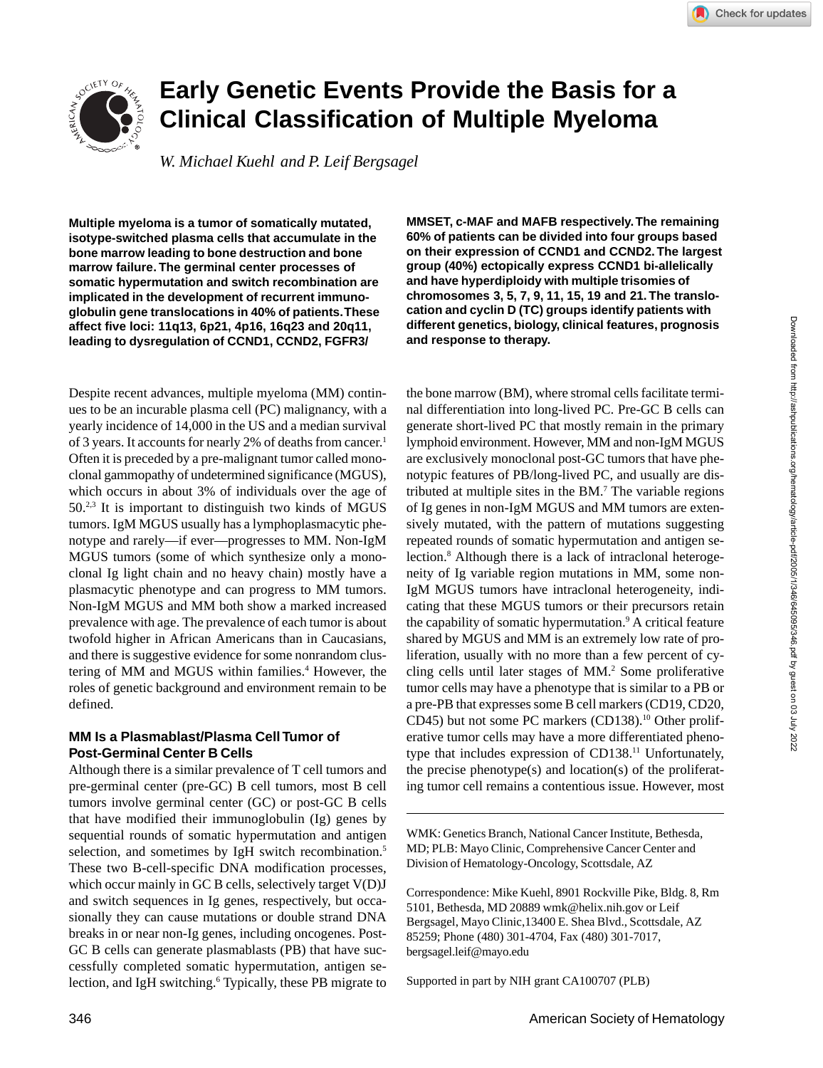# Early Genetic Events Provide the Basis for a Clinical Classification of Multiple Myeloma

*W. Michael Kuehl and P. Leif Bergsagel*

**Multiple myeloma is a tumor of somatically mutated, isotype-switched plasma cells that accumulate in the bone marrow leading to bone destruction and bone marrow failure. The germinal center processes of somatic hypermutation and switch recombination are implicated in the development of recurrent immunoglobulin gene translocations in 40% of patients. These affect five loci: 11q13, 6p21, 4p16, 16q23 and 20q11, leading to dysregulation of CCND1, CCND2, FGFR3/MMSET, c-MAF and MAFB respectively. The remaining 60% of patients can be divided into four groups based on their expression of CCND1 and CCND2. The largest group (40%) ectopically express CCND1 bi-allelically and have hyperdiploidy with multiple trisomies of chromosomes 3, 5, 7, 9, 11, 15, 19 and 21. The translocation and cyclin D (TC) groups identify patients with different genetics, biology, clinical features, prognosis and response to therapy.**

Despite recent advances, multiple myeloma (MM) continues to be an incurable plasma cell (PC) malignancy, with a yearly incidence of 14,000 in the US and a median survival of 3 years. It accounts for nearly 2% of deaths from cancer.[1] Often it is preceded by a pre-malignant tumor called monoclonal gammopathy of undetermined significance (MGUS), which occurs in about 3% of individuals over the age of 50.[2,3] It is important to distinguish two kinds of MGUS tumors. IgM MGUS usually has a lymphoplasmacytic phenotype and rarely—if ever—progresses to MM. Non-IgM MGUS tumors (some of which synthesize only a monoclonal Ig light chain and no heavy chain) mostly have a plasmacytic phenotype and can progress to MM tumors. Non-IgM MGUS and MM both show a marked increased prevalence with age. The prevalence of each tumor is about twofold higher in African Americans than in Caucasians, and there is suggestive evidence for some nonrandom clustering of MM and MGUS within families.[4] However, the roles of genetic background and environment remain to be defined.

## MM Is a Plasmablast/Plasma Cell Tumor of Post-Germinal Center B Cells

Although there is a similar prevalence of T cell tumors and pre-germinal center (pre-GC) B cell tumors, most B cell tumors involve germinal center (GC) or post-GC B cells that have modified their immunoglobulin (Ig) genes by sequential rounds of somatic hypermutation and antigen selection, and sometimes by IgH switch recombination.[5] These two B-cell-specific DNA modification processes, which occur mainly in GC B cells, selectively target V(D)J and switch sequences in Ig genes, respectively, but occasionally they can cause mutations or double strand DNA breaks in or near non-Ig genes, including oncogenes. Post-GC B cells can generate plasmablasts (PB) that have successfully completed somatic hypermutation, antigen selection, and IgH switching.[6] Typically, these PB migrate to the bone marrow (BM), where stromal cells facilitate terminal differentiation into long-lived PC. Pre-GC B cells can generate short-lived PC that mostly remain in the primary lymphoid environment. However, MM and non-IgM MGUS are exclusively monoclonal post-GC tumors that have phenotypic features of PB/long-lived PC, and usually are distributed at multiple sites in the BM.[7] The variable regions of Ig genes in non-IgM MGUS and MM tumors are extensively mutated, with the pattern of mutations suggesting repeated rounds of somatic hypermutation and antigen selection.[8] Although there is a lack of intraclonal heterogeneity of Ig variable region mutations in MM, some non-IgM MGUS tumors have intraclonal heterogeneity, indicating that these MGUS tumors or their precursors retain the capability of somatic hypermutation.[9] A critical feature shared by MGUS and MM is an extremely low rate of proliferation, usually with no more than a few percent of cycling cells until later stages of MM.[2] Some proliferative tumor cells may have a phenotype that is similar to a PB or a pre-PB that expresses some B cell markers (CD19, CD20, CD45) but not some PC markers (CD138).[10] Other proliferative tumor cells may have a more differentiated phenotype that includes expression of CD138.[11] Unfortunately, the precise phenotype(s) and location(s) of the proliferating tumor cell remains a contentious issue. However, most

WMK: Genetics Branch, National Cancer Institute, Bethesda, MD; PLB: Mayo Clinic, Comprehensive Cancer Center and Division of Hematology-Oncology, Scottsdale, AZ

Correspondence: Mike Kuehl, 8901 Rockville Pike, Bldg. 8, Rm 5101, Bethesda, MD 20889 wmk@helix.nih.gov or Leif Bergsagel, Mayo Clinic,13400 E. Shea Blvd., Scottsdale, AZ 85259; Phone (480) 301-4704, Fax (480) 301-7017, bergsagel.leif@mayo.edu

Supported in part by NIH grant CA100707 (PLB)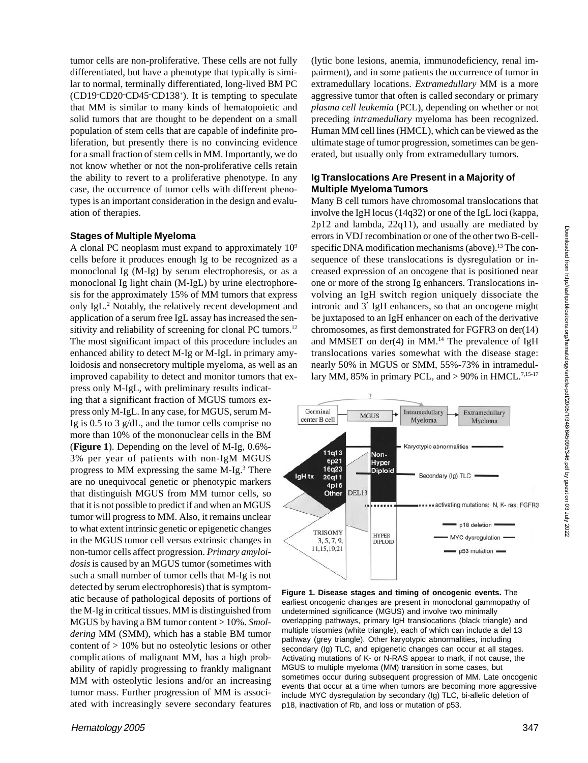tumor cells are non-proliferative. These cells are not fully differentiated, but have a phenotype that typically is similar to normal, terminally differentiated, long-lived BM PC ($CD19^-CD20^-CD45^-CD138^+$). It is tempting to speculate that MM is similar to many kinds of hematopoietic and solid tumors that are thought to be dependent on a small population of stem cells that are capable of indefinite proliferation, but presently there is no convincing evidence for a small fraction of stem cells in MM. Importantly, we do not know whether or not the non-proliferative cells retain the ability to revert to a proliferative phenotype. In any case, the occurrence of tumor cells with different phenotypes is an important consideration in the design and evaluation of therapies.

### Stages of Multiple Myeloma

A clonal PC neoplasm must expand to approximately $10^9$ cells before it produces enough Ig to be recognized as a monoclonal Ig (M-Ig) by serum electrophoresis, or as a monoclonal Ig light chain (M-IgL) by urine electrophoresis for the approximately 15% of MM tumors that express only IgL.[2] Notably, the relatively recent development and application of a serum free IgL assay has increased the sensitivity and reliability of screening for clonal PC tumors.[12] The most significant impact of this procedure includes an enhanced ability to detect M-Ig or M-IgL in primary amyloidosis and nonsecretory multiple myeloma, as well as an improved capability to detect and monitor tumors that express only M-IgL, with preliminary results indicating that a significant fraction of MGUS tumors express only M-IgL. In any case, for MGUS, serum M-Ig is 0.5 to 3 g/dL, and the tumor cells comprise no more than 10% of the mononuclear cells in the BM (**Figure 1**). Depending on the level of M-Ig, 0.6%-3% per year of patients with non-IgM MGUS progress to MM expressing the same M-Ig.[3] There are no unequivocal genetic or phenotypic markers that distinguish MGUS from MM tumor cells, so that it is not possible to predict if and when an MGUS tumor will progress to MM. Also, it remains unclear to what extent intrinsic genetic or epigenetic changes in the MGUS tumor cell versus extrinsic changes in non-tumor cells affect progression. *Primary amyloidosis* is caused by an MGUS tumor (sometimes with such a small number of tumor cells that M-Ig is not detected by serum electrophoresis) that is symptomatic because of pathological deposits of portions of the M-Ig in critical tissues. MM is distinguished from MGUS by having a BM tumor content > 10%. *Smoldering* MM (SMM), which has a stable BM tumor content of > 10% but no osteolytic lesions or other complications of malignant MM, has a high probability of rapidly progressing to frankly malignant MM with osteolytic lesions and/or an increasing tumor mass. Further progression of MM is associated with increasingly severe secondary features (lytic bone lesions, anemia, immunodeficiency, renal impairment), and in some patients the occurrence of tumor in extramedullary locations. *Extramedullary* MM is a more aggressive tumor that often is called secondary or primary *plasma cell leukemia* (PCL), depending on whether or not preceding *intramedullary* myeloma has been recognized. Human MM cell lines (HMCL), which can be viewed as the ultimate stage of tumor progression, sometimes can be generated, but usually only from extramedullary tumors.

### Ig Translocations Are Present in a Majority of Multiple Myeloma Tumors

Many B cell tumors have chromosomal translocations that involve the IgH locus (14q32) or one of the IgL loci (kappa, 2p12 and lambda, 22q11), and usually are mediated by errors in VDJ recombination or one of the other two B-cell-specific DNA modification mechanisms (above).[13] The consequence of these translocations is dysregulation or increased expression of an oncogene that is positioned near one or more of the strong Ig enhancers. Translocations involving an IgH switch region uniquely dissociate the intronic and 3′ IgH enhancers, so that an oncogene might be juxtaposed to an IgH enhancer on each of the derivative chromosomes, as first demonstrated for FGFR3 on der(14) and MMSET on der(4) in MM.[14] The prevalence of IgH translocations varies somewhat with the disease stage: nearly 50% in MGUS or SMM, 55%-73% in intramedullary MM, 85% in primary PCL, and > 90% in HMCL.[7,15-17]

?
Germinal center B cell
MGUS
Intramedullary Myeloma
Extramedullary Myeloma
IgH tx
11q13
6p21
16q23
20q11
4p16
Other
DEL13
Non-Hyper Diploid
Karyotypic abnormalities
Secondary (Ig) TLC
activating mutations: N, K- ras, FGFR3
TRISOMY
3, 5, 7, 9,
11,15,19,21
HYPER DIPLOID
p18 deletion
MYC dysregulation
p53 mutation

**Figure 1. Disease stages and timing of oncogenic events.** The earliest oncogenic changes are present in monoclonal gammopathy of undetermined significance (MGUS) and involve two minimally overlapping pathways, primary IgH translocations (black triangle) and multiple trisomies (white triangle), each of which can include a del 13 pathway (grey triangle). Other karyotypic abnormalities, including secondary (Ig) TLC, and epigenetic changes can occur at all stages. Activating mutations of K- or N-RAS appear to mark, if not cause, the MGUS to multiple myeloma (MM) transition in some cases, but sometimes occur during subsequent progression of MM. Late oncogenic events that occur at a time when tumors are becoming more aggressive include MYC dysregulation by secondary (Ig) TLC, bi-allelic deletion of p18, inactivation of Rb, and loss or mutation of p53.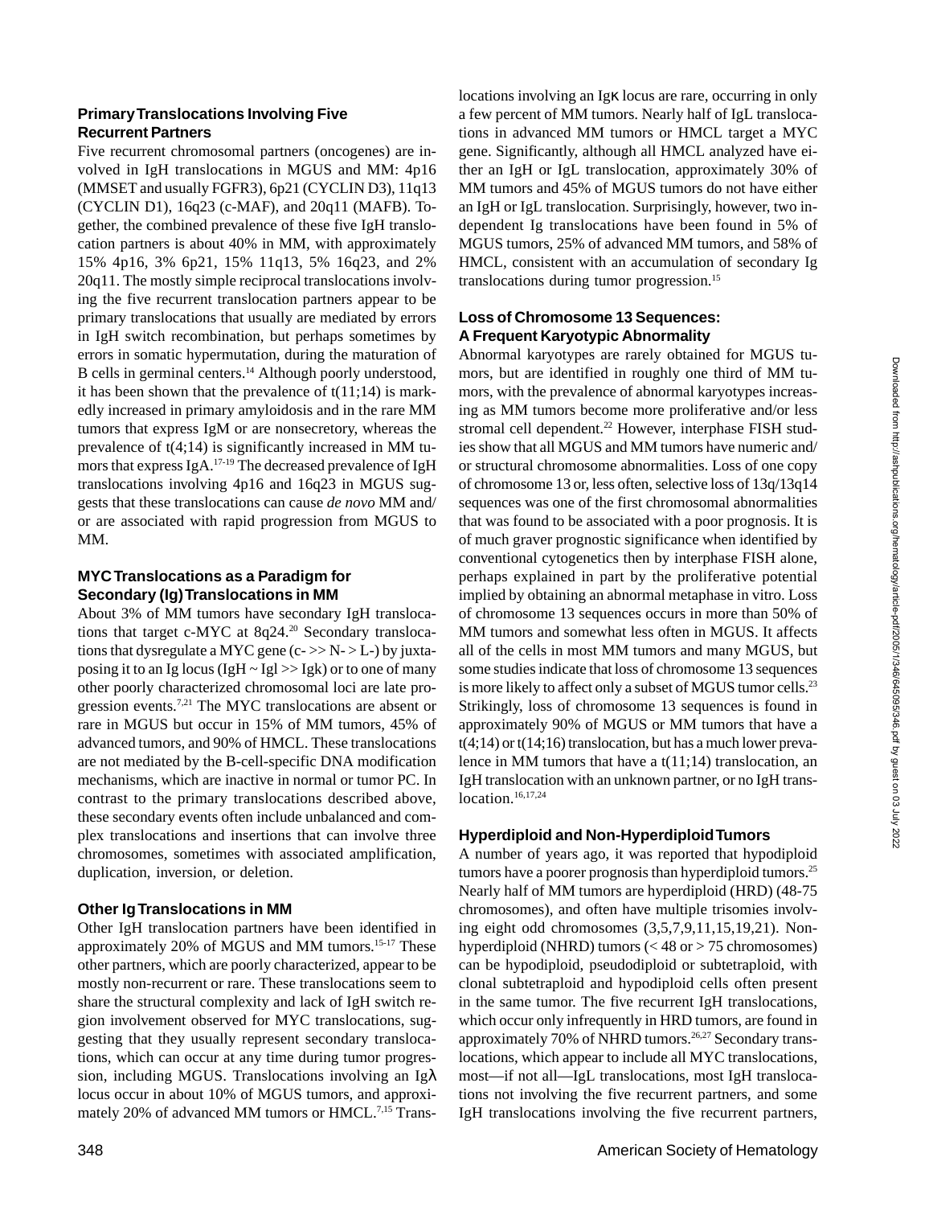### Primary Translocations Involving Five Recurrent Partners

Five recurrent chromosomal partners (oncogenes) are involved in IgH translocations in MGUS and MM: 4p16 (MMSET and usually FGFR3), 6p21 (CYCLIN D3), 11q13 (CYCLIN D1), 16q23 (c-MAF), and 20q11 (MAFB). Together, the combined prevalence of these five IgH translocation partners is about 40% in MM, with approximately 15% 4p16, 3% 6p21, 15% 11q13, 5% 16q23, and 2% 20q11. The mostly simple reciprocal translocations involving the five recurrent translocation partners appear to be primary translocations that usually are mediated by errors in IgH switch recombination, but perhaps sometimes by errors in somatic hypermutation, during the maturation of B cells in germinal centers.[14] Although poorly understood, it has been shown that the prevalence of t(11;14) is markedly increased in primary amyloidosis and in the rare MM tumors that express IgM or are nonsecretory, whereas the prevalence of t(4;14) is significantly increased in MM tumors that express IgA.[17-19] The decreased prevalence of IgH translocations involving 4p16 and 16q23 in MGUS suggests that these translocations can cause *de novo* MM and/or are associated with rapid progression from MGUS to MM.

### MYC Translocations as a Paradigm for Secondary (Ig) Translocations in MM

About 3% of MM tumors have secondary IgH translocations that target c-MYC at 8q24.[20] Secondary translocations that dysregulate a MYC gene (c- >> N- > L-) by juxtaposing it to an Ig locus (IgH ~ Igl >> Igk) or to one of many other poorly characterized chromosomal loci are late progression events.[7,21] The MYC translocations are absent or rare in MGUS but occur in 15% of MM tumors, 45% of advanced tumors, and 90% of HMCL. These translocations are not mediated by the B-cell-specific DNA modification mechanisms, which are inactive in normal or tumor PC. In contrast to the primary translocations described above, these secondary events often include unbalanced and complex translocations and insertions that can involve three chromosomes, sometimes with associated amplification, duplication, inversion, or deletion.

### Other Ig Translocations in MM

Other IgH translocation partners have been identified in approximately 20% of MGUS and MM tumors.[15-17] These other partners, which are poorly characterized, appear to be mostly non-recurrent or rare. These translocations seem to share the structural complexity and lack of IgH switch region involvement observed for MYC translocations, suggesting that they usually represent secondary translocations, which can occur at any time during tumor progression, including MGUS. Translocations involving an Igλ locus occur in about 10% of MGUS tumors, and approximately 20% of advanced MM tumors or HMCL.[7,15] Translocations involving an Igκ locus are rare, occurring in only a few percent of MM tumors. Nearly half of IgL translocations in advanced MM tumors or HMCL target a MYC gene. Significantly, although all HMCL analyzed have either an IgH or IgL translocation, approximately 30% of MM tumors and 45% of MGUS tumors do not have either an IgH or IgL translocation. Surprisingly, however, two independent Ig translocations have been found in 5% of MGUS tumors, 25% of advanced MM tumors, and 58% of HMCL, consistent with an accumulation of secondary Ig translocations during tumor progression.[15]

### Loss of Chromosome 13 Sequences: A Frequent Karyotypic Abnormality

Abnormal karyotypes are rarely obtained for MGUS tumors, but are identified in roughly one third of MM tumors, with the prevalence of abnormal karyotypes increasing as MM tumors become more proliferative and/or less stromal cell dependent.[22] However, interphase FISH studies show that all MGUS and MM tumors have numeric and/or structural chromosome abnormalities. Loss of one copy of chromosome 13 or, less often, selective loss of 13q/13q14 sequences was one of the first chromosomal abnormalities that was found to be associated with a poor prognosis. It is of much graver prognostic significance when identified by conventional cytogenetics then by interphase FISH alone, perhaps explained in part by the proliferative potential implied by obtaining an abnormal metaphase in vitro. Loss of chromosome 13 sequences occurs in more than 50% of MM tumors and somewhat less often in MGUS. It affects all of the cells in most MM tumors and many MGUS, but some studies indicate that loss of chromosome 13 sequences is more likely to affect only a subset of MGUS tumor cells.[23] Strikingly, loss of chromosome 13 sequences is found in approximately 90% of MGUS or MM tumors that have a t(4;14) or t(14;16) translocation, but has a much lower prevalence in MM tumors that have a t(11;14) translocation, an IgH translocation with an unknown partner, or no IgH translocation.[16,17,24]

### Hyperdiploid and Non-Hyperdiploid Tumors

A number of years ago, it was reported that hypodiploid tumors have a poorer prognosis than hyperdiploid tumors.[25] Nearly half of MM tumors are hyperdiploid (HRD) (48-75 chromosomes), and often have multiple trisomies involving eight odd chromosomes (3,5,7,9,11,15,19,21). Non-hyperdiploid (NHRD) tumors (< 48 or > 75 chromosomes) can be hypodiploid, pseudodiploid or subtetraploid, with clonal subtetraploid and hypodiploid cells often present in the same tumor. The five recurrent IgH translocations, which occur only infrequently in HRD tumors, are found in approximately 70% of NHRD tumors.[26,27] Secondary translocations, which appear to include all MYC translocations, most—if not all—IgL translocations, most IgH translocations not involving the five recurrent partners, and some IgH translocations involving the five recurrent partners,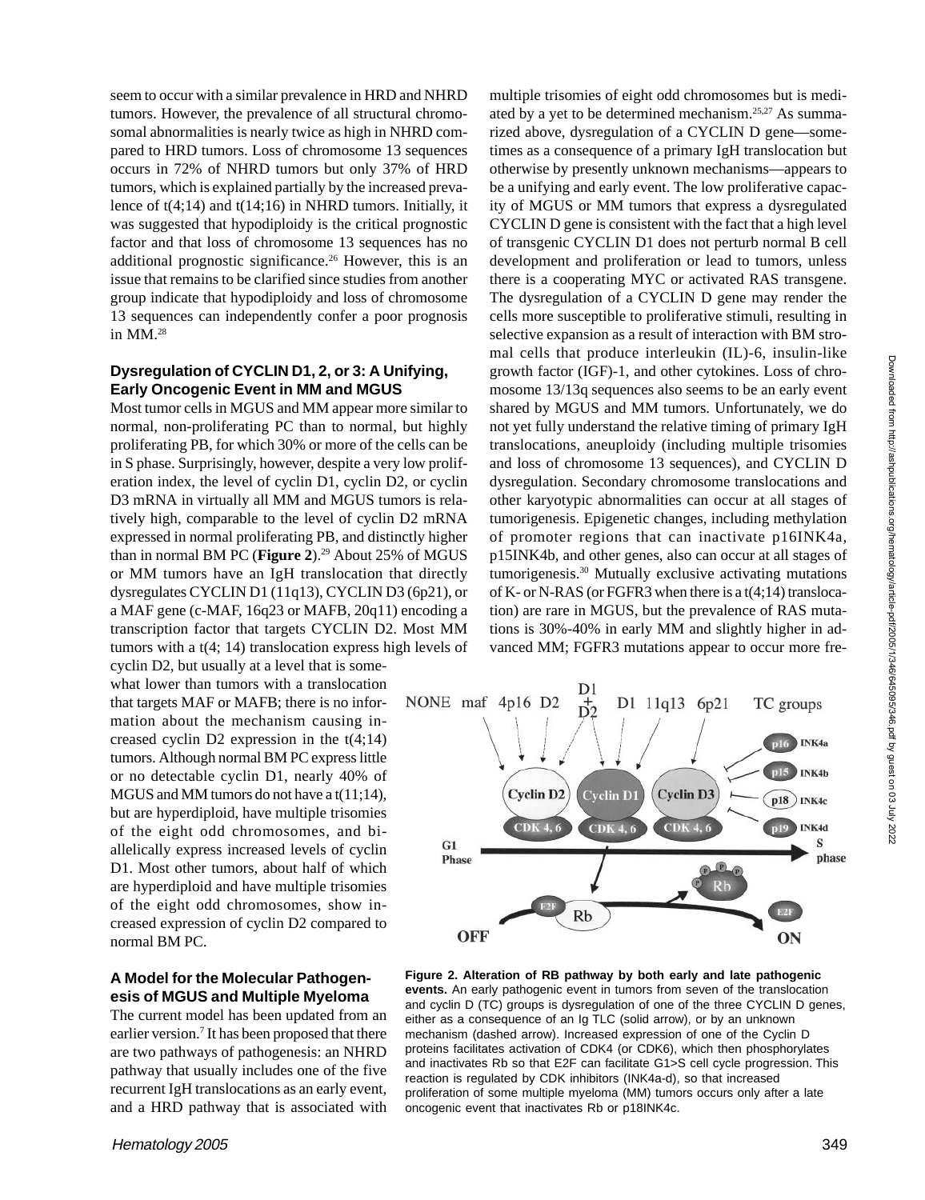seem to occur with a similar prevalence in HRD and NHRD tumors. However, the prevalence of all structural chromosomal abnormalities is nearly twice as high in NHRD compared to HRD tumors. Loss of chromosome 13 sequences occurs in 72% of NHRD tumors but only 37% of HRD tumors, which is explained partially by the increased prevalence of t(4;14) and t(14;16) in NHRD tumors. Initially, it was suggested that hypodiploidy is the critical prognostic factor and that loss of chromosome 13 sequences has no additional prognostic significance.[26] However, this is an issue that remains to be clarified since studies from another group indicate that hypodiploidy and loss of chromosome 13 sequences can independently confer a poor prognosis in MM.[28]

### Dysregulation of CYCLIN D1, 2, or 3: A Unifying, Early Oncogenic Event in MM and MGUS

Most tumor cells in MGUS and MM appear more similar to normal, non-proliferating PC than to normal, but highly proliferating PB, for which 30% or more of the cells can be in S phase. Surprisingly, however, despite a very low proliferation index, the level of cyclin D1, cyclin D2, or cyclin D3 mRNA in virtually all MM and MGUS tumors is relatively high, comparable to the level of cyclin D2 mRNA expressed in normal proliferating PB, and distinctly higher than in normal BM PC (**Figure 2**).[29] About 25% of MGUS or MM tumors have an IgH translocation that directly dysregulates CYCLIN D1 (11q13), CYCLIN D3 (6p21), or a MAF gene (c-MAF, 16q23 or MAFB, 20q11) encoding a transcription factor that targets CYCLIN D2. Most MM tumors with a t(4; 14) translocation express high levels of cyclin D2, but usually at a level that is somewhat lower than tumors with a translocation that targets MAF or MAFB; there is no information about the mechanism causing increased cyclin D2 expression in the t(4;14) tumors. Although normal BM PC express little or no detectable cyclin D1, nearly 40% of MGUS and MM tumors do not have a t(11;14), but are hyperdiploid, have multiple trisomies of the eight odd chromosomes, and bi-allelically express increased levels of cyclin D1. Most other tumors, about half of which are hyperdiploid and have multiple trisomies of the eight odd chromosomes, show increased expression of cyclin D2 compared to normal BM PC.

### A Model for the Molecular Pathogenesis of MGUS and Multiple Myeloma

The current model has been updated from an earlier version.[7] It has been proposed that there are two pathways of pathogenesis: an NHRD pathway that usually includes one of the five recurrent IgH translocations as an early event, and a HRD pathway that is associated with multiple trisomies of eight odd chromosomes but is mediated by a yet to be determined mechanism.[25,27] As summarized above, dysregulation of a CYCLIN D gene—sometimes as a consequence of a primary IgH translocation but otherwise by presently unknown mechanisms—appears to be a unifying and early event. The low proliferative capacity of MGUS or MM tumors that express a dysregulated CYCLIN D gene is consistent with the fact that a high level of transgenic CYCLIN D1 does not perturb normal B cell development and proliferation or lead to tumors, unless there is a cooperating MYC or activated RAS transgene. The dysregulation of a CYCLIN D gene may render the cells more susceptible to proliferative stimuli, resulting in selective expansion as a result of interaction with BM stromal cells that produce interleukin (IL)-6, insulin-like growth factor (IGF)-1, and other cytokines. Loss of chromosome 13/13q sequences also seems to be an early event shared by MGUS and MM tumors. Unfortunately, we do not yet fully understand the relative timing of primary IgH translocations, aneuploidy (including multiple trisomies and loss of chromosome 13 sequences), and CYCLIN D dysregulation. Secondary chromosome translocations and other karyotypic abnormalities can occur at all stages of tumorigenesis. Epigenetic changes, including methylation of promoter regions that can inactivate p16INK4a, p15INK4b, and other genes, also can occur at all stages of tumorigenesis.[30] Mutually exclusive activating mutations of K- or N-RAS (or FGFR3 when there is a t(4;14) translocation) are rare in MGUS, but the prevalence of RAS mutations is 30%-40% in early MM and slightly higher in advanced MM; FGFR3 mutations appear to occur more fre-

**Figure 2. Alteration of RB pathway by both early and late pathogenic events.** An early pathogenic event in tumors from seven of the translocation and cyclin D (TC) groups is dysregulation of one of the three CYCLIN D genes, either as a consequence of an Ig TLC (solid arrow), or by an unknown mechanism (dashed arrow). Increased expression of one of the Cyclin D proteins facilitates activation of CDK4 (or CDK6), which then phosphorylates and inactivates Rb so that E2F can facilitate G1>S cell cycle progression. This reaction is regulated by CDK inhibitors (INK4a-d), so that increased proliferation of some multiple myeloma (MM) tumors occurs only after a late oncogenic event that inactivates Rb or p18INK4c.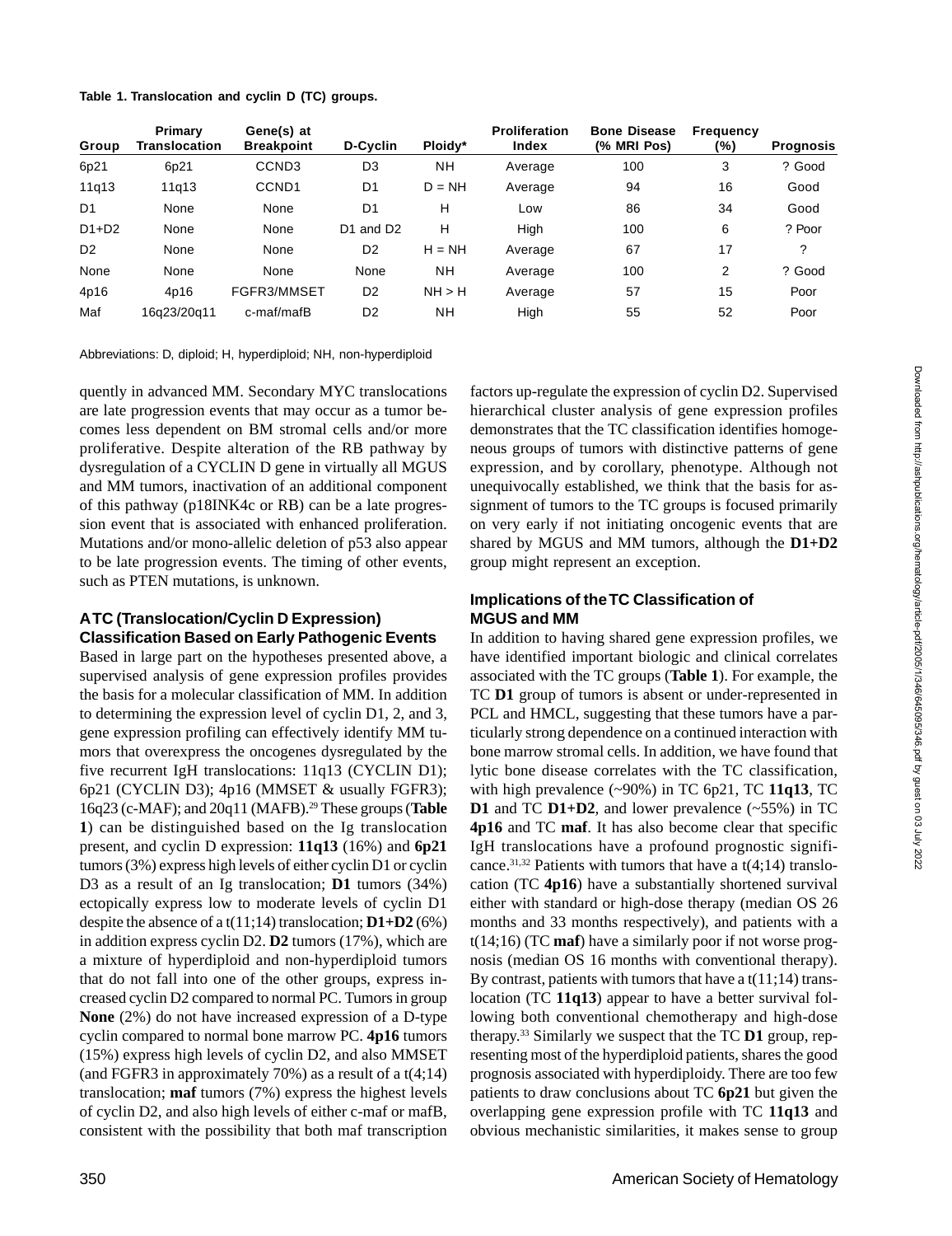**Table 1. Translocation and cyclin D (TC) groups.**

| Group | Primary Translocation | Gene(s) at Breakpoint | D-Cyclin | Ploidy* | Proliferation Index | Bone Disease (% MRI Pos) | Frequency (%) | Prognosis |
|---|---|---|---|---|---|---|---|---|
| 6p21 | 6p21 | CCND3 | D3 | NH | Average | 100 | 3 | ? Good |
| 11q13 | 11q13 | CCND1 | D1 | D = NH | Average | 94 | 16 | Good |
| D1 | None | None | D1 | H | Low | 86 | 34 | Good |
| D1+D2 | None | None | D1 and D2 | H | High | 100 | 6 | ? Poor |
| D2 | None | None | D2 | H = NH | Average | 67 | 17 | ? |
| None | None | None | None | NH | Average | 100 | 2 | ? Good |
| 4p16 | 4p16 | FGFR3/MMSET | D2 | NH > H | Average | 57 | 15 | Poor |
| Maf | 16q23/20q11 | c-maf/mafB | D2 | NH | High | 55 | 52 | Poor |

Abbreviations: D, diploid; H, hyperdiploid; NH, non-hyperdiploid

quently in advanced MM. Secondary MYC translocations are late progression events that may occur as a tumor becomes less dependent on BM stromal cells and/or more proliferative. Despite alteration of the RB pathway by dysregulation of a CYCLIN D gene in virtually all MGUS and MM tumors, inactivation of an additional component of this pathway (p18INK4c or RB) can be a late progression event that is associated with enhanced proliferation. Mutations and/or mono-allelic deletion of p53 also appear to be late progression events. The timing of other events, such as PTEN mutations, is unknown.

### A TC (Translocation/Cyclin D Expression) Classification Based on Early Pathogenic Events

Based in large part on the hypotheses presented above, a supervised analysis of gene expression profiles provides the basis for a molecular classification of MM. In addition to determining the expression level of cyclin D1, 2, and 3, gene expression profiling can effectively identify MM tumors that overexpress the oncogenes dysregulated by the five recurrent IgH translocations: 11q13 (CYCLIN D1); 6p21 (CYCLIN D3); 4p16 (MMSET & usually FGFR3); 16q23 (c-MAF); and 20q11 (MAFB).[29] These groups (**Table 1**) can be distinguished based on the Ig translocation present, and cyclin D expression: **11q13** (16%) and **6p21** tumors (3%) express high levels of either cyclin D1 or cyclin D3 as a result of an Ig translocation; **D1** tumors (34%) ectopically express low to moderate levels of cyclin D1 despite the absence of a t(11;14) translocation; **D1+D2** (6%) in addition express cyclin D2. **D2** tumors (17%), which are a mixture of hyperdiploid and non-hyperdiploid tumors that do not fall into one of the other groups, express increased cyclin D2 compared to normal PC. Tumors in group **None** (2%) do not have increased expression of a D-type cyclin compared to normal bone marrow PC. **4p16** tumors (15%) express high levels of cyclin D2, and also MMSET (and FGFR3 in approximately 70%) as a result of a t(4;14) translocation; **maf** tumors (7%) express the highest levels of cyclin D2, and also high levels of either c-maf or mafB, consistent with the possibility that both maf transcription factors up-regulate the expression of cyclin D2. Supervised hierarchical cluster analysis of gene expression profiles demonstrates that the TC classification identifies homogeneous groups of tumors with distinctive patterns of gene expression, and by corollary, phenotype. Although not unequivocally established, we think that the basis for assignment of tumors to the TC groups is focused primarily on very early if not initiating oncogenic events that are shared by MGUS and MM tumors, although the **D1+D2** group might represent an exception.

### Implications of the TC Classification of MGUS and MM

In addition to having shared gene expression profiles, we have identified important biologic and clinical correlates associated with the TC groups (**Table 1**). For example, the TC **D1** group of tumors is absent or under-represented in PCL and HMCL, suggesting that these tumors have a particularly strong dependence on a continued interaction with bone marrow stromal cells. In addition, we have found that lytic bone disease correlates with the TC classification, with high prevalence (~90%) in TC 6p21, TC **11q13**, TC **D1** and TC **D1+D2**, and lower prevalence (~55%) in TC **4p16** and TC **maf**. It has also become clear that specific IgH translocations have a profound prognostic significance.[31,32] Patients with tumors that have a t(4;14) translocation (TC **4p16**) have a substantially shortened survival either with standard or high-dose therapy (median OS 26 months and 33 months respectively), and patients with a t(14;16) (TC **maf**) have a similarly poor if not worse prognosis (median OS 16 months with conventional therapy). By contrast, patients with tumors that have a t(11;14) translocation (TC **11q13**) appear to have a better survival following both conventional chemotherapy and high-dose therapy.[33] Similarly we suspect that the TC **D1** group, representing most of the hyperdiploid patients, shares the good prognosis associated with hyperdiploidy. There are too few patients to draw conclusions about TC **6p21** but given the overlapping gene expression profile with TC **11q13** and obvious mechanistic similarities, it makes sense to group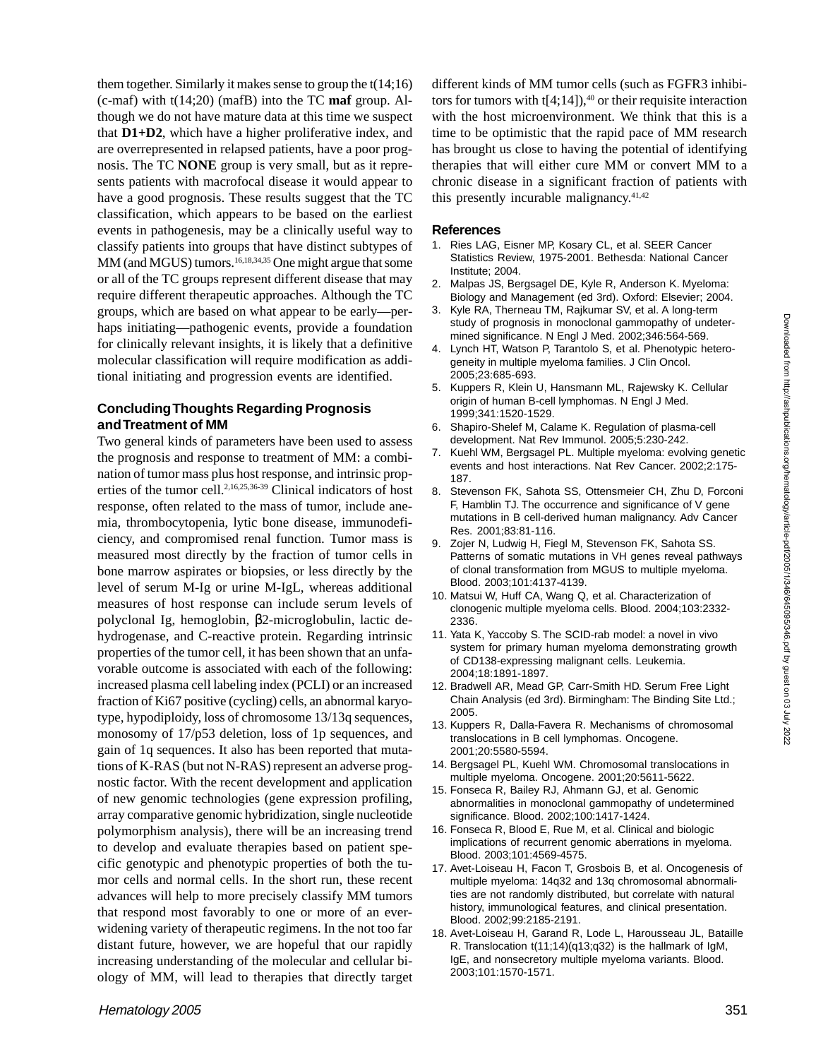them together. Similarly it makes sense to group the t(14;16) (c-maf) with t(14;20) (mafB) into the TC **maf** group. Although we do not have mature data at this time we suspect that **D1+D2**, which have a higher proliferative index, and are overrepresented in relapsed patients, have a poor prognosis. The TC **NONE** group is very small, but as it represents patients with macrofocal disease it would appear to have a good prognosis. These results suggest that the TC classification, which appears to be based on the earliest events in pathogenesis, may be a clinically useful way to classify patients into groups that have distinct subtypes of MM (and MGUS) tumors.[16,18,34,35] One might argue that some or all of the TC groups represent different disease that may require different therapeutic approaches. Although the TC groups, which are based on what appear to be early—perhaps initiating—pathogenic events, provide a foundation for clinically relevant insights, it is likely that a definitive molecular classification will require modification as additional initiating and progression events are identified.

## Concluding Thoughts Regarding Prognosis and Treatment of MM

Two general kinds of parameters have been used to assess the prognosis and response to treatment of MM: a combination of tumor mass plus host response, and intrinsic properties of the tumor cell.[2,16,25,36-39] Clinical indicators of host response, often related to the mass of tumor, include anemia, thrombocytopenia, lytic bone disease, immunodeficiency, and compromised renal function. Tumor mass is measured most directly by the fraction of tumor cells in bone marrow aspirates or biopsies, or less directly by the level of serum M-Ig or urine M-IgL, whereas additional measures of host response can include serum levels of polyclonal Ig, hemoglobin, β2-microglobulin, lactic dehydrogenase, and C-reactive protein. Regarding intrinsic properties of the tumor cell, it has been shown that an unfavorable outcome is associated with each of the following: increased plasma cell labeling index (PCLI) or an increased fraction of Ki67 positive (cycling) cells, an abnormal karyotype, hypodiploidy, loss of chromosome 13/13q sequences, monosomy of 17/p53 deletion, loss of 1p sequences, and gain of 1q sequences. It also has been reported that mutations of K-RAS (but not N-RAS) represent an adverse prognostic factor. With the recent development and application of new genomic technologies (gene expression profiling, array comparative genomic hybridization, single nucleotide polymorphism analysis), there will be an increasing trend to develop and evaluate therapies based on patient specific genotypic and phenotypic properties of both the tumor cells and normal cells. In the short run, these recent advances will help to more precisely classify MM tumors that respond most favorably to one or more of an ever-widening variety of therapeutic regimens. In the not too far distant future, however, we are hopeful that our rapidly increasing understanding of the molecular and cellular biology of MM, will lead to therapies that directly target different kinds of MM tumor cells (such as FGFR3 inhibitors for tumors with t[4;14]),[40] or their requisite interaction with the host microenvironment. We think that this is a time to be optimistic that the rapid pace of MM research has brought us close to having the potential of identifying therapies that will either cure MM or convert MM to a chronic disease in a significant fraction of patients with this presently incurable malignancy.[41,42]

## References

1. Ries LAG, Eisner MP, Kosary CL, et al. SEER Cancer Statistics Review, 1975-2001. Bethesda: National Cancer Institute; 2004.
2. Malpas JS, Bergsagel DE, Kyle R, Anderson K. Myeloma: Biology and Management (ed 3rd). Oxford: Elsevier; 2004.
3. Kyle RA, Therneau TM, Rajkumar SV, et al. A long-term study of prognosis in monoclonal gammopathy of undetermined significance. N Engl J Med. 2002;346:564-569.
4. Lynch HT, Watson P, Tarantolo S, et al. Phenotypic heterogeneity in multiple myeloma families. J Clin Oncol. 2005;23:685-693.
5. Kuppers R, Klein U, Hansmann ML, Rajewsky K. Cellular origin of human B-cell lymphomas. N Engl J Med. 1999;341:1520-1529.
6. Shapiro-Shelef M, Calame K. Regulation of plasma-cell development. Nat Rev Immunol. 2005;5:230-242.
7. Kuehl WM, Bergsagel PL. Multiple myeloma: evolving genetic events and host interactions. Nat Rev Cancer. 2002;2:175-187.
8. Stevenson FK, Sahota SS, Ottensmeier CH, Zhu D, Forconi F, Hamblin TJ. The occurrence and significance of V gene mutations in B cell-derived human malignancy. Adv Cancer Res. 2001;83:81-116.
9. Zojer N, Ludwig H, Fiegl M, Stevenson FK, Sahota SS. Patterns of somatic mutations in VH genes reveal pathways of clonal transformation from MGUS to multiple myeloma. Blood. 2003;101:4137-4139.
10. Matsui W, Huff CA, Wang Q, et al. Characterization of clonogenic multiple myeloma cells. Blood. 2004;103:2332-2336.
11. Yata K, Yaccoby S. The SCID-rab model: a novel in vivo system for primary human myeloma demonstrating growth of CD138-expressing malignant cells. Leukemia. 2004;18:1891-1897.
12. Bradwell AR, Mead GP, Carr-Smith HD. Serum Free Light Chain Analysis (ed 3rd). Birmingham: The Binding Site Ltd.; 2005.
13. Kuppers R, Dalla-Favera R. Mechanisms of chromosomal translocations in B cell lymphomas. Oncogene. 2001;20:5580-5594.
14. Bergsagel PL, Kuehl WM. Chromosomal translocations in multiple myeloma. Oncogene. 2001;20:5611-5622.
15. Fonseca R, Bailey RJ, Ahmann GJ, et al. Genomic abnormalities in monoclonal gammopathy of undetermined significance. Blood. 2002;100:1417-1424.
16. Fonseca R, Blood E, Rue M, et al. Clinical and biologic implications of recurrent genomic aberrations in myeloma. Blood. 2003;101:4569-4575.
17. Avet-Loiseau H, Facon T, Grosbois B, et al. Oncogenesis of multiple myeloma: 14q32 and 13q chromosomal abnormalities are not randomly distributed, but correlate with natural history, immunological features, and clinical presentation. Blood. 2002;99:2185-2191.
18. Avet-Loiseau H, Garand R, Lode L, Harousseau JL, Bataille R. Translocation t(11;14)(q13;q32) is the hallmark of IgM, IgE, and nonsecretory multiple myeloma variants. Blood. 2003;101:1570-1571.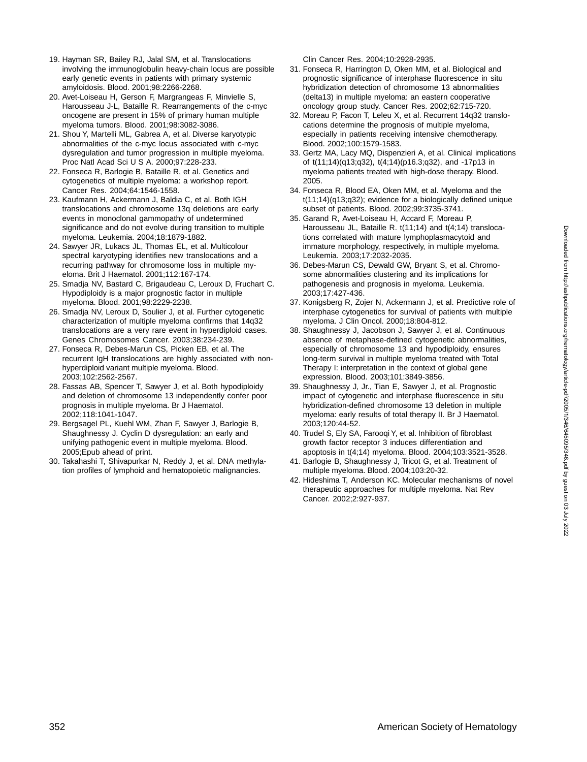19. Hayman SR, Bailey RJ, Jalal SM, et al. Translocations involving the immunoglobulin heavy-chain locus are possible early genetic events in patients with primary systemic amyloidosis. Blood. 2001;98:2266-2268.
20. Avet-Loiseau H, Gerson F, Margrangeas F, Minvielle S, Harousseau J-L, Bataille R. Rearrangements of the c-myc oncogene are present in 15% of primary human multiple myeloma tumors. Blood. 2001;98:3082-3086.
21. Shou Y, Martelli ML, Gabrea A, et al. Diverse karyotypic abnormalities of the c-myc locus associated with c-myc dysregulation and tumor progression in multiple myeloma. Proc Natl Acad Sci U S A. 2000;97:228-233.
22. Fonseca R, Barlogie B, Bataille R, et al. Genetics and cytogenetics of multiple myeloma: a workshop report. Cancer Res. 2004;64:1546-1558.
23. Kaufmann H, Ackermann J, Baldia C, et al. Both IGH translocations and chromosome 13q deletions are early events in monoclonal gammopathy of undetermined significance and do not evolve during transition to multiple myeloma. Leukemia. 2004;18:1879-1882.
24. Sawyer JR, Lukacs JL, Thomas EL, et al. Multicolour spectral karyotyping identifies new translocations and a recurring pathway for chromosome loss in multiple myeloma. Brit J Haematol. 2001;112:167-174.
25. Smadja NV, Bastard C, Brigaudeau C, Leroux D, Fruchart C. Hypodiploidy is a major prognostic factor in multiple myeloma. Blood. 2001;98:2229-2238.
26. Smadja NV, Leroux D, Soulier J, et al. Further cytogenetic characterization of multiple myeloma confirms that 14q32 translocations are a very rare event in hyperdiploid cases. Genes Chromosomes Cancer. 2003;38:234-239.
27. Fonseca R, Debes-Marun CS, Picken EB, et al. The recurrent IgH translocations are highly associated with non-hyperdiploid variant multiple myeloma. Blood. 2003;102:2562-2567.
28. Fassas AB, Spencer T, Sawyer J, et al. Both hypodiploidy and deletion of chromosome 13 independently confer poor prognosis in multiple myeloma. Br J Haematol. 2002;118:1041-1047.
29. Bergsagel PL, Kuehl WM, Zhan F, Sawyer J, Barlogie B, Shaughnessy J. Cyclin D dysregulation: an early and unifying pathogenic event in multiple myeloma. Blood. 2005;Epub ahead of print.
30. Takahashi T, Shivapurkar N, Reddy J, et al. DNA methylation profiles of lymphoid and hematopoietic malignancies. Clin Cancer Res. 2004;10:2928-2935.
31. Fonseca R, Harrington D, Oken MM, et al. Biological and prognostic significance of interphase fluorescence in situ hybridization detection of chromosome 13 abnormalities (delta13) in multiple myeloma: an eastern cooperative oncology group study. Cancer Res. 2002;62:715-720.
32. Moreau P, Facon T, Leleu X, et al. Recurrent 14q32 translocations determine the prognosis of multiple myeloma, especially in patients receiving intensive chemotherapy. Blood. 2002;100:1579-1583.
33. Gertz MA, Lacy MQ, Dispenzieri A, et al. Clinical implications of t(11;14)(q13;q32), t(4;14)(p16.3;q32), and -17p13 in myeloma patients treated with high-dose therapy. Blood. 2005.
34. Fonseca R, Blood EA, Oken MM, et al. Myeloma and the t(11;14)(q13;q32); evidence for a biologically defined unique subset of patients. Blood. 2002;99:3735-3741.
35. Garand R, Avet-Loiseau H, Accard F, Moreau P, Harousseau JL, Bataille R. t(11;14) and t(4;14) translocations correlated with mature lymphoplasmacytoid and immature morphology, respectively, in multiple myeloma. Leukemia. 2003;17:2032-2035.
36. Debes-Marun CS, Dewald GW, Bryant S, et al. Chromosome abnormalities clustering and its implications for pathogenesis and prognosis in myeloma. Leukemia. 2003;17:427-436.
37. Konigsberg R, Zojer N, Ackermann J, et al. Predictive role of interphase cytogenetics for survival of patients with multiple myeloma. J Clin Oncol. 2000;18:804-812.
38. Shaughnessy J, Jacobson J, Sawyer J, et al. Continuous absence of metaphase-defined cytogenetic abnormalities, especially of chromosome 13 and hypodiploidy, ensures long-term survival in multiple myeloma treated with Total Therapy I: interpretation in the context of global gene expression. Blood. 2003;101:3849-3856.
39. Shaughnessy J, Jr., Tian E, Sawyer J, et al. Prognostic impact of cytogenetic and interphase fluorescence in situ hybridization-defined chromosome 13 deletion in multiple myeloma: early results of total therapy II. Br J Haematol. 2003;120:44-52.
40. Trudel S, Ely SA, Farooqi Y, et al. Inhibition of fibroblast growth factor receptor 3 induces differentiation and apoptosis in t(4;14) myeloma. Blood. 2004;103:3521-3528.
41. Barlogie B, Shaughnessy J, Tricot G, et al. Treatment of multiple myeloma. Blood. 2004;103:20-32.
42. Hideshima T, Anderson KC. Molecular mechanisms of novel therapeutic approaches for multiple myeloma. Nat Rev Cancer. 2002;2:927-937.